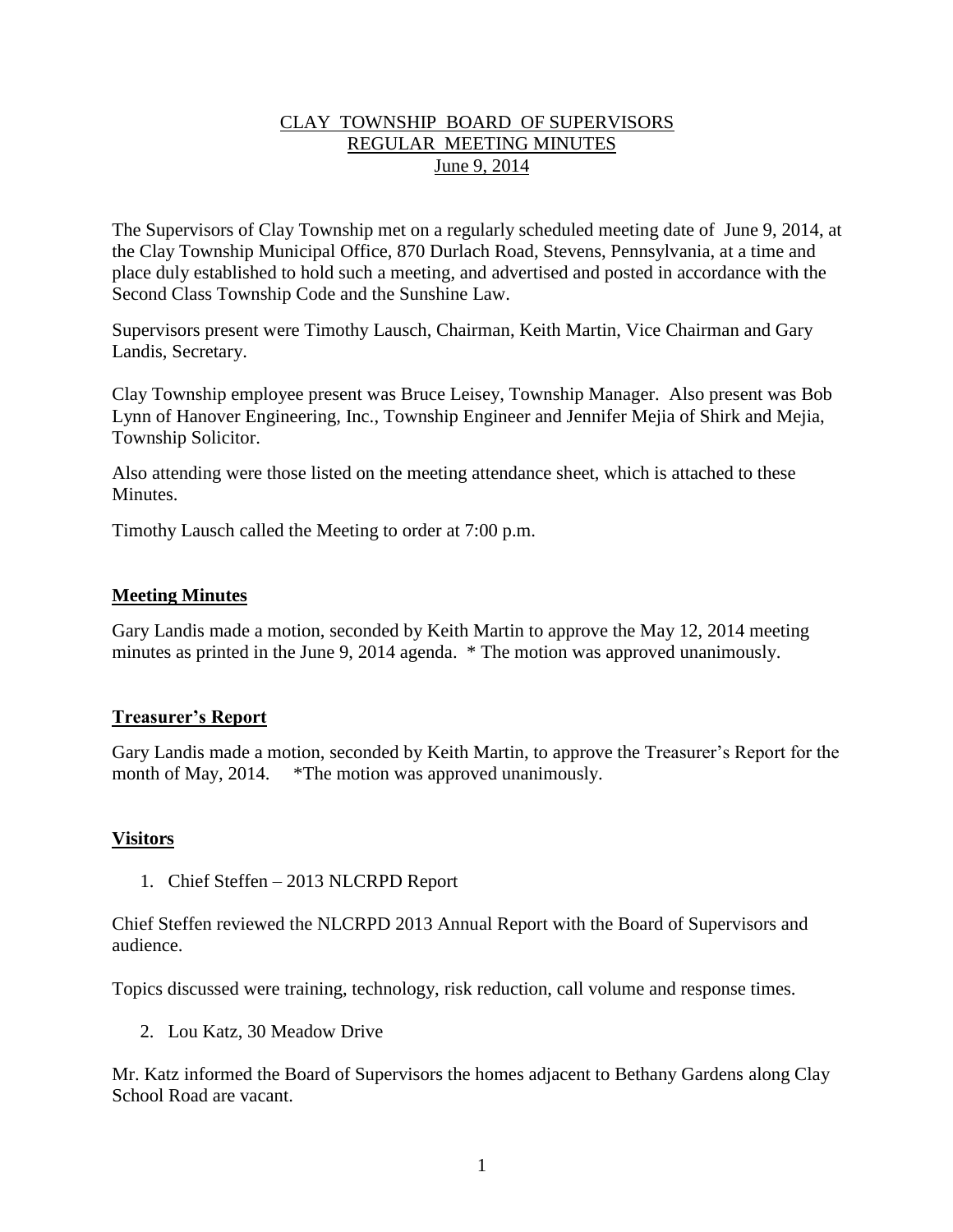# CLAY TOWNSHIP BOARD OF SUPERVISORS
## REGULAR MEETING MINUTES
### June 9, 2014

The Supervisors of Clay Township met on a regularly scheduled meeting date of June 9, 2014, at the Clay Township Municipal Office, 870 Durlach Road, Stevens, Pennsylvania, at a time and place duly established to hold such a meeting, and advertised and posted in accordance with the Second Class Township Code and the Sunshine Law.

Supervisors present were Timothy Lausch, Chairman, Keith Martin, Vice Chairman and Gary Landis, Secretary.

Clay Township employee present was Bruce Leisey, Township Manager. Also present was Bob Lynn of Hanover Engineering, Inc., Township Engineer and Jennifer Mejia of Shirk and Mejia, Township Solicitor.

Also attending were those listed on the meeting attendance sheet, which is attached to these Minutes.

Timothy Lausch called the Meeting to order at 7:00 p.m.

**Meeting Minutes**

Gary Landis made a motion, seconded by Keith Martin to approve the May 12, 2014 meeting minutes as printed in the June 9, 2014 agenda. * The motion was approved unanimously.

**Treasurer's Report**

Gary Landis made a motion, seconded by Keith Martin, to approve the Treasurer's Report for the month of May, 2014. *The motion was approved unanimously.

**Visitors**

1. Chief Steffen – 2013 NLCRPD Report

Chief Steffen reviewed the NLCRPD 2013 Annual Report with the Board of Supervisors and audience.

Topics discussed were training, technology, risk reduction, call volume and response times.

2. Lou Katz, 30 Meadow Drive

Mr. Katz informed the Board of Supervisors the homes adjacent to Bethany Gardens along Clay School Road are vacant.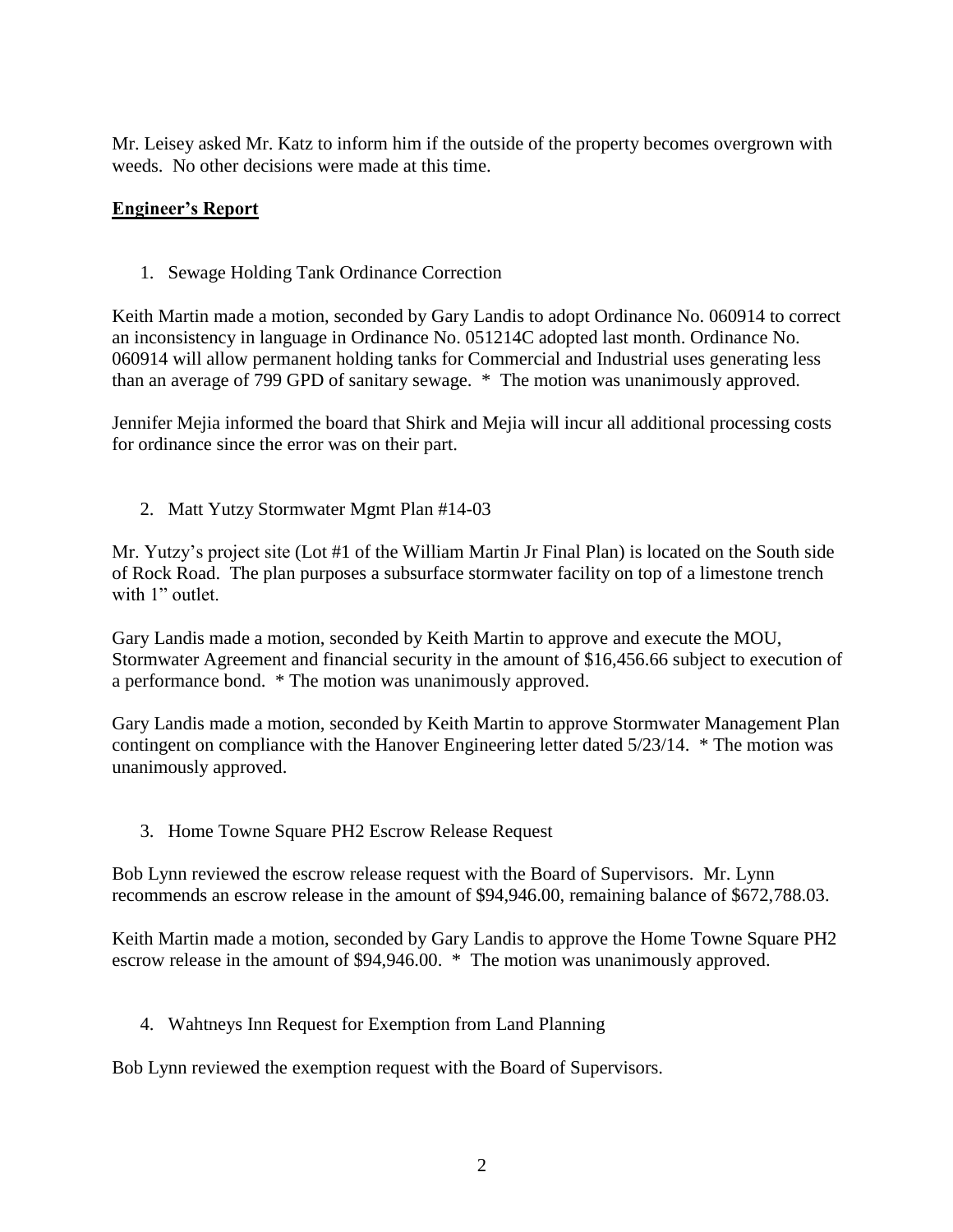Mr. Leisey asked Mr. Katz to inform him if the outside of the property becomes overgrown with weeds. No other decisions were made at this time.

## **Engineer's Report**

1. Sewage Holding Tank Ordinance Correction

Keith Martin made a motion, seconded by Gary Landis to adopt Ordinance No. 060914 to correct an inconsistency in language in Ordinance No. 051214C adopted last month. Ordinance No. 060914 will allow permanent holding tanks for Commercial and Industrial uses generating less than an average of 799 GPD of sanitary sewage. * The motion was unanimously approved.

Jennifer Mejia informed the board that Shirk and Mejia will incur all additional processing costs for ordinance since the error was on their part.

2. Matt Yutzy Stormwater Mgmt Plan #14-03

Mr. Yutzy's project site (Lot #1 of the William Martin Jr Final Plan) is located on the South side of Rock Road. The plan purposes a subsurface stormwater facility on top of a limestone trench with 1" outlet.

Gary Landis made a motion, seconded by Keith Martin to approve and execute the MOU, Stormwater Agreement and financial security in the amount of $16,456.66 subject to execution of a performance bond. * The motion was unanimously approved.

Gary Landis made a motion, seconded by Keith Martin to approve Stormwater Management Plan contingent on compliance with the Hanover Engineering letter dated 5/23/14. * The motion was unanimously approved.

3. Home Towne Square PH2 Escrow Release Request

Bob Lynn reviewed the escrow release request with the Board of Supervisors. Mr. Lynn recommends an escrow release in the amount of $94,946.00, remaining balance of $672,788.03.

Keith Martin made a motion, seconded by Gary Landis to approve the Home Towne Square PH2 escrow release in the amount of $94,946.00. * The motion was unanimously approved.

4. Wahtneys Inn Request for Exemption from Land Planning

Bob Lynn reviewed the exemption request with the Board of Supervisors.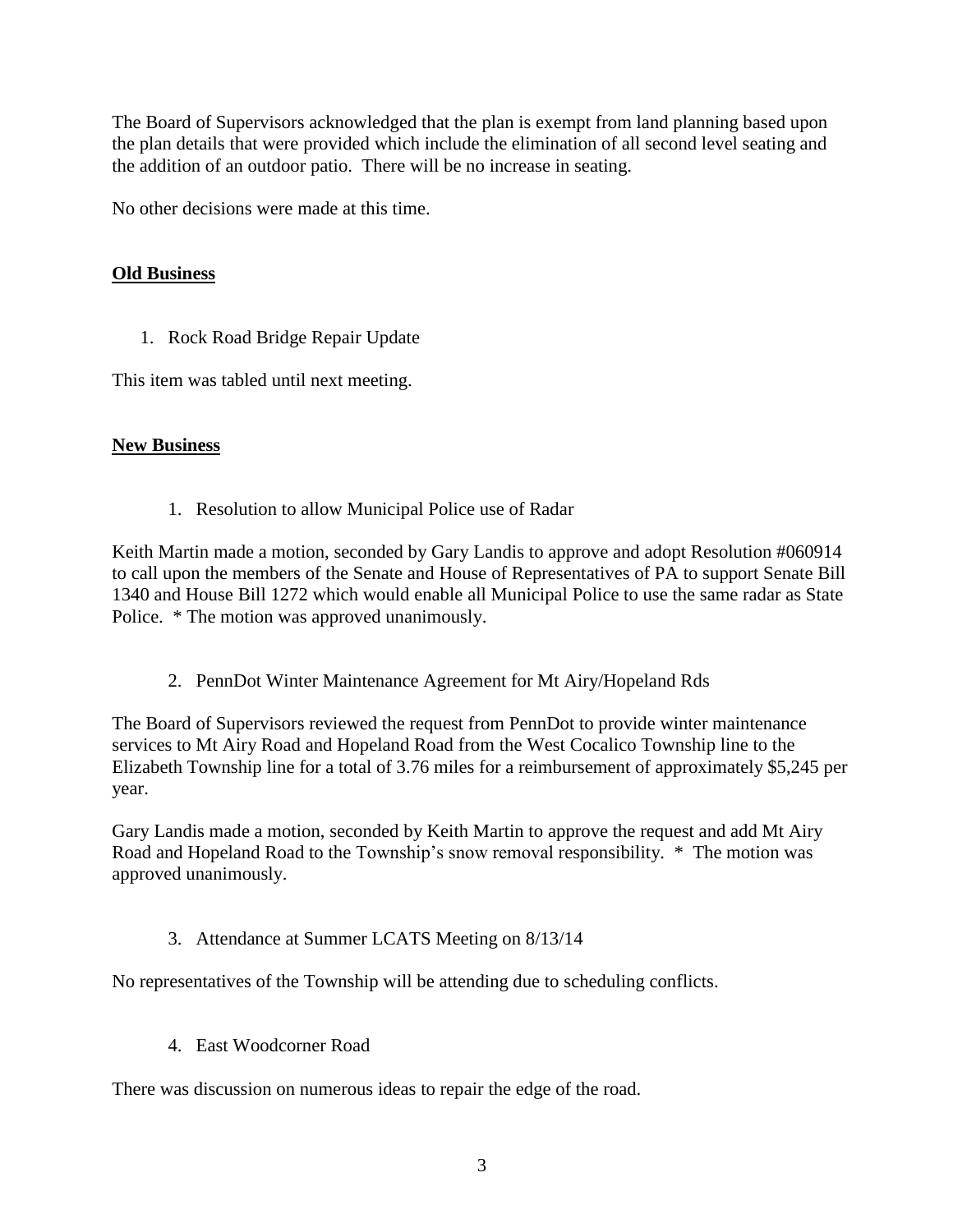The Board of Supervisors acknowledged that the plan is exempt from land planning based upon the plan details that were provided which include the elimination of all second level seating and the addition of an outdoor patio. There will be no increase in seating.

No other decisions were made at this time.

**Old Business**

1. Rock Road Bridge Repair Update

This item was tabled until next meeting.

**New Business**

1. Resolution to allow Municipal Police use of Radar

Keith Martin made a motion, seconded by Gary Landis to approve and adopt Resolution #060914 to call upon the members of the Senate and House of Representatives of PA to support Senate Bill 1340 and House Bill 1272 which would enable all Municipal Police to use the same radar as State Police. * The motion was approved unanimously.

2. PennDot Winter Maintenance Agreement for Mt Airy/Hopeland Rds

The Board of Supervisors reviewed the request from PennDot to provide winter maintenance services to Mt Airy Road and Hopeland Road from the West Cocalico Township line to the Elizabeth Township line for a total of 3.76 miles for a reimbursement of approximately $5,245 per year.

Gary Landis made a motion, seconded by Keith Martin to approve the request and add Mt Airy Road and Hopeland Road to the Township's snow removal responsibility. * The motion was approved unanimously.

3. Attendance at Summer LCATS Meeting on 8/13/14

No representatives of the Township will be attending due to scheduling conflicts.

4. East Woodcorner Road

There was discussion on numerous ideas to repair the edge of the road.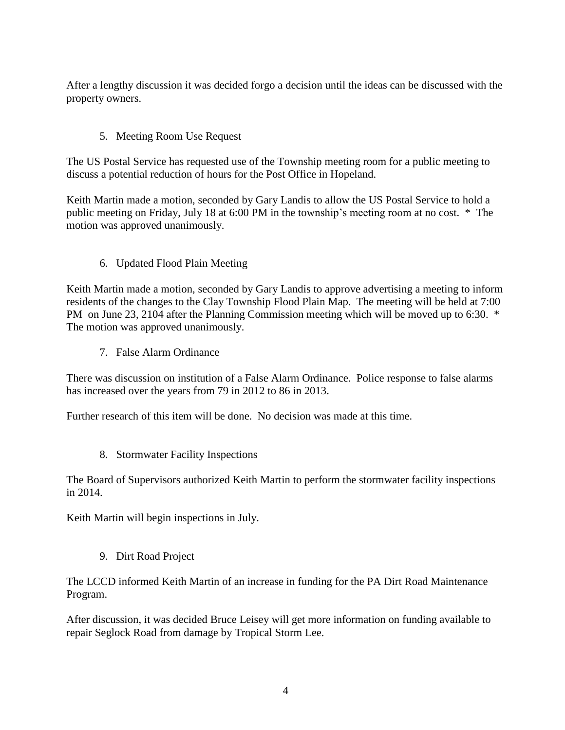After a lengthy discussion it was decided forgo a decision until the ideas can be discussed with the property owners.

5. Meeting Room Use Request

The US Postal Service has requested use of the Township meeting room for a public meeting to discuss a potential reduction of hours for the Post Office in Hopeland.

Keith Martin made a motion, seconded by Gary Landis to allow the US Postal Service to hold a public meeting on Friday, July 18 at 6:00 PM in the township's meeting room at no cost. * The motion was approved unanimously.

6. Updated Flood Plain Meeting

Keith Martin made a motion, seconded by Gary Landis to approve advertising a meeting to inform residents of the changes to the Clay Township Flood Plain Map. The meeting will be held at 7:00 PM on June 23, 2104 after the Planning Commission meeting which will be moved up to 6:30. * The motion was approved unanimously.

7. False Alarm Ordinance

There was discussion on institution of a False Alarm Ordinance. Police response to false alarms has increased over the years from 79 in 2012 to 86 in 2013.

Further research of this item will be done. No decision was made at this time.

8. Stormwater Facility Inspections

The Board of Supervisors authorized Keith Martin to perform the stormwater facility inspections in 2014.

Keith Martin will begin inspections in July.

9. Dirt Road Project

The LCCD informed Keith Martin of an increase in funding for the PA Dirt Road Maintenance Program.

After discussion, it was decided Bruce Leisey will get more information on funding available to repair Seglock Road from damage by Tropical Storm Lee.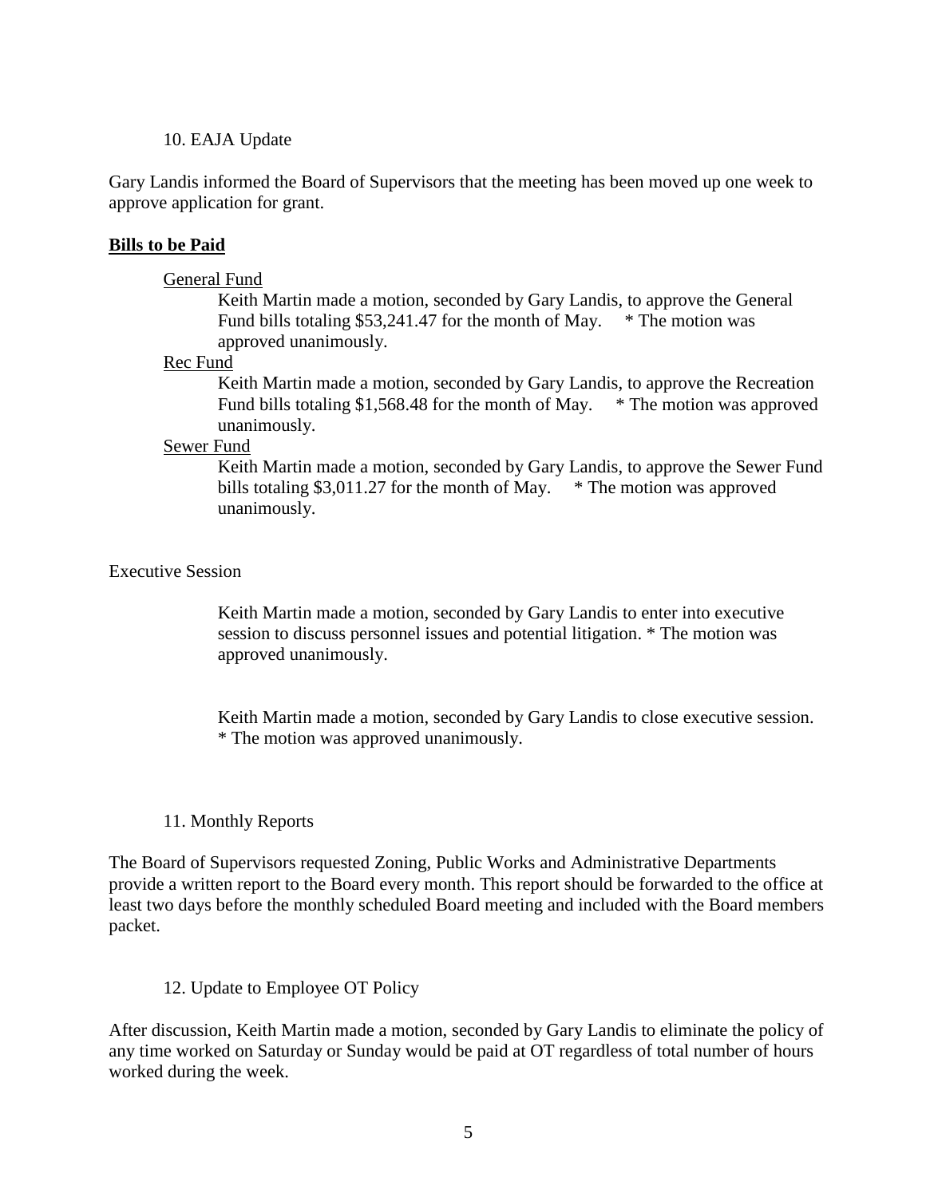10. EAJA Update

Gary Landis informed the Board of Supervisors that the meeting has been moved up one week to approve application for grant.

**Bills to be Paid**

General Fund

Keith Martin made a motion, seconded by Gary Landis, to approve the General Fund bills totaling $53,241.47 for the month of May. * The motion was approved unanimously.

Rec Fund

Keith Martin made a motion, seconded by Gary Landis, to approve the Recreation Fund bills totaling $1,568.48 for the month of May. * The motion was approved unanimously.

Sewer Fund

Keith Martin made a motion, seconded by Gary Landis, to approve the Sewer Fund bills totaling $3,011.27 for the month of May. * The motion was approved unanimously.

Executive Session

Keith Martin made a motion, seconded by Gary Landis to enter into executive session to discuss personnel issues and potential litigation. * The motion was approved unanimously.

Keith Martin made a motion, seconded by Gary Landis to close executive session. * The motion was approved unanimously.

11. Monthly Reports

The Board of Supervisors requested Zoning, Public Works and Administrative Departments provide a written report to the Board every month. This report should be forwarded to the office at least two days before the monthly scheduled Board meeting and included with the Board members packet.

12. Update to Employee OT Policy

After discussion, Keith Martin made a motion, seconded by Gary Landis to eliminate the policy of any time worked on Saturday or Sunday would be paid at OT regardless of total number of hours worked during the week.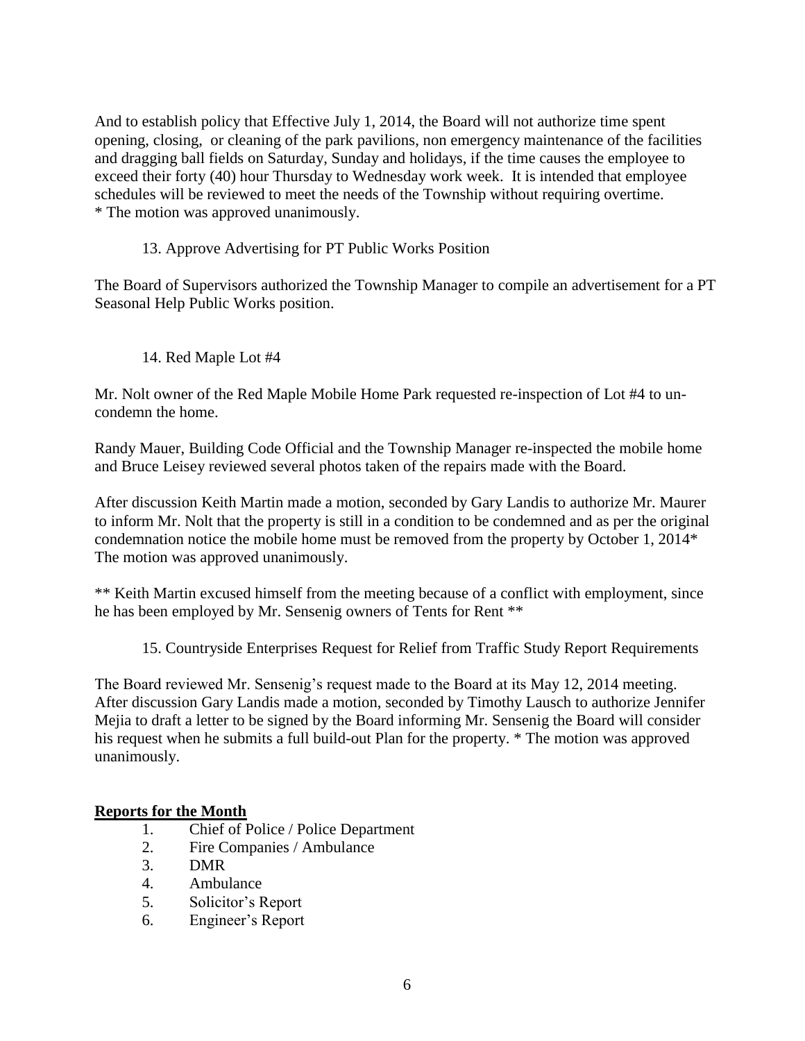And to establish policy that Effective July 1, 2014, the Board will not authorize time spent opening, closing, or cleaning of the park pavilions, non emergency maintenance of the facilities and dragging ball fields on Saturday, Sunday and holidays, if the time causes the employee to exceed their forty (40) hour Thursday to Wednesday work week. It is intended that employee schedules will be reviewed to meet the needs of the Township without requiring overtime.
* The motion was approved unanimously.

13. Approve Advertising for PT Public Works Position

The Board of Supervisors authorized the Township Manager to compile an advertisement for a PT Seasonal Help Public Works position.

14. Red Maple Lot #4

Mr. Nolt owner of the Red Maple Mobile Home Park requested re-inspection of Lot #4 to un-condemn the home.

Randy Mauer, Building Code Official and the Township Manager re-inspected the mobile home and Bruce Leisey reviewed several photos taken of the repairs made with the Board.

After discussion Keith Martin made a motion, seconded by Gary Landis to authorize Mr. Maurer to inform Mr. Nolt that the property is still in a condition to be condemned and as per the original condemnation notice the mobile home must be removed from the property by October 1, 2014* The motion was approved unanimously.

** Keith Martin excused himself from the meeting because of a conflict with employment, since he has been employed by Mr. Sensenig owners of Tents for Rent **

15. Countryside Enterprises Request for Relief from Traffic Study Report Requirements

The Board reviewed Mr. Sensenig's request made to the Board at its May 12, 2014 meeting. After discussion Gary Landis made a motion, seconded by Timothy Lausch to authorize Jennifer Mejia to draft a letter to be signed by the Board informing Mr. Sensenig the Board will consider his request when he submits a full build-out Plan for the property. * The motion was approved unanimously.

**Reports for the Month**

1. Chief of Police / Police Department
2. Fire Companies / Ambulance
3. DMR
4. Ambulance
5. Solicitor's Report
6. Engineer's Report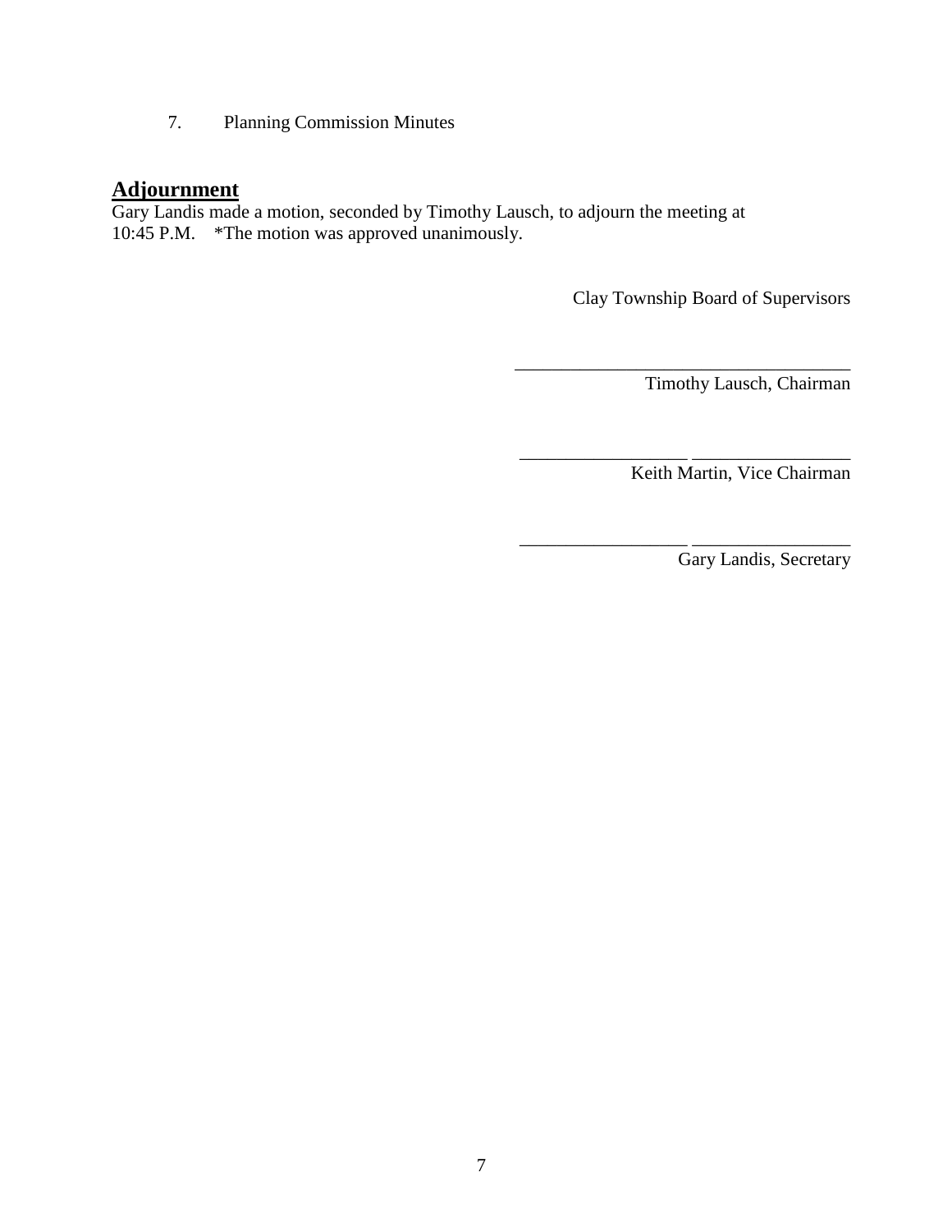7. Planning Commission Minutes

## Adjournment

Gary Landis made a motion, seconded by Timothy Lausch, to adjourn the meeting at 10:45 P.M. *The motion was approved unanimously.

Clay Township Board of Supervisors

____________________________________
Timothy Lausch, Chairman

____________________________________
Keith Martin, Vice Chairman

____________________________________
Gary Landis, Secretary